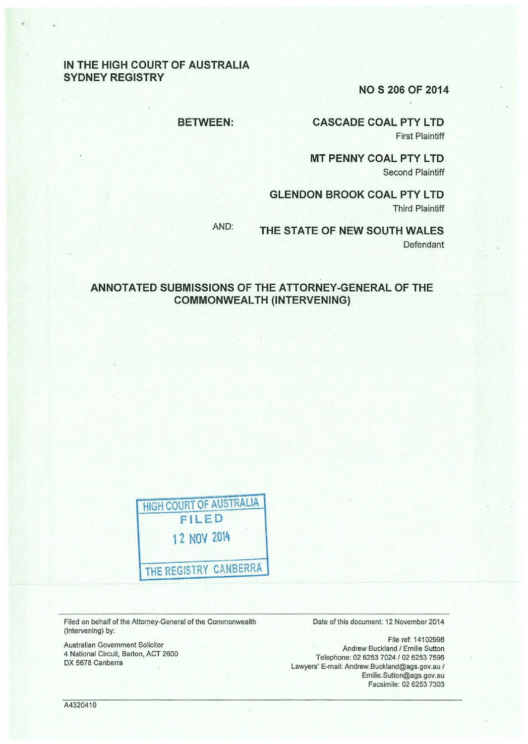**IN THE HIGH COURT OF AUSTRALIA**
**SYDNEY REGISTRY**

**NO S 206 OF 2014**

**BETWEEN:**

**CASCADE COAL PTY LTD**
First Plaintiff

**MT PENNY COAL PTY LTD**
Second Plaintiff

**GLENDON BROOK COAL PTY LTD**
Third Plaintiff

AND:

**THE STATE OF NEW SOUTH WALES**
Defendant

# ANNOTATED SUBMISSIONS OF THE ATTORNEY-GENERAL OF THE COMMONWEALTH (INTERVENING)

HIGH COURT OF AUSTRALIA
FILED
12 NOV 2014
THE REGISTRY CANBERRA

Filed on behalf of the Attorney-General of the Commonwealth (Intervening) by:

Australian Government Solicitor
4 National Circuit, Barton, ACT 2600
DX 5678 Canberra

Date of this document: 12 November 2014

File ref: 14102998
Andrew Buckland / Emilie Sutton
Telephone: 02 6253 7024 / 02 6253 7596
Lawyers' E-mail: Andrew.Buckland@ags.gov.au / Emilie.Sutton@ags.gov.au
Facsimile: 02 6253 7303

A4320410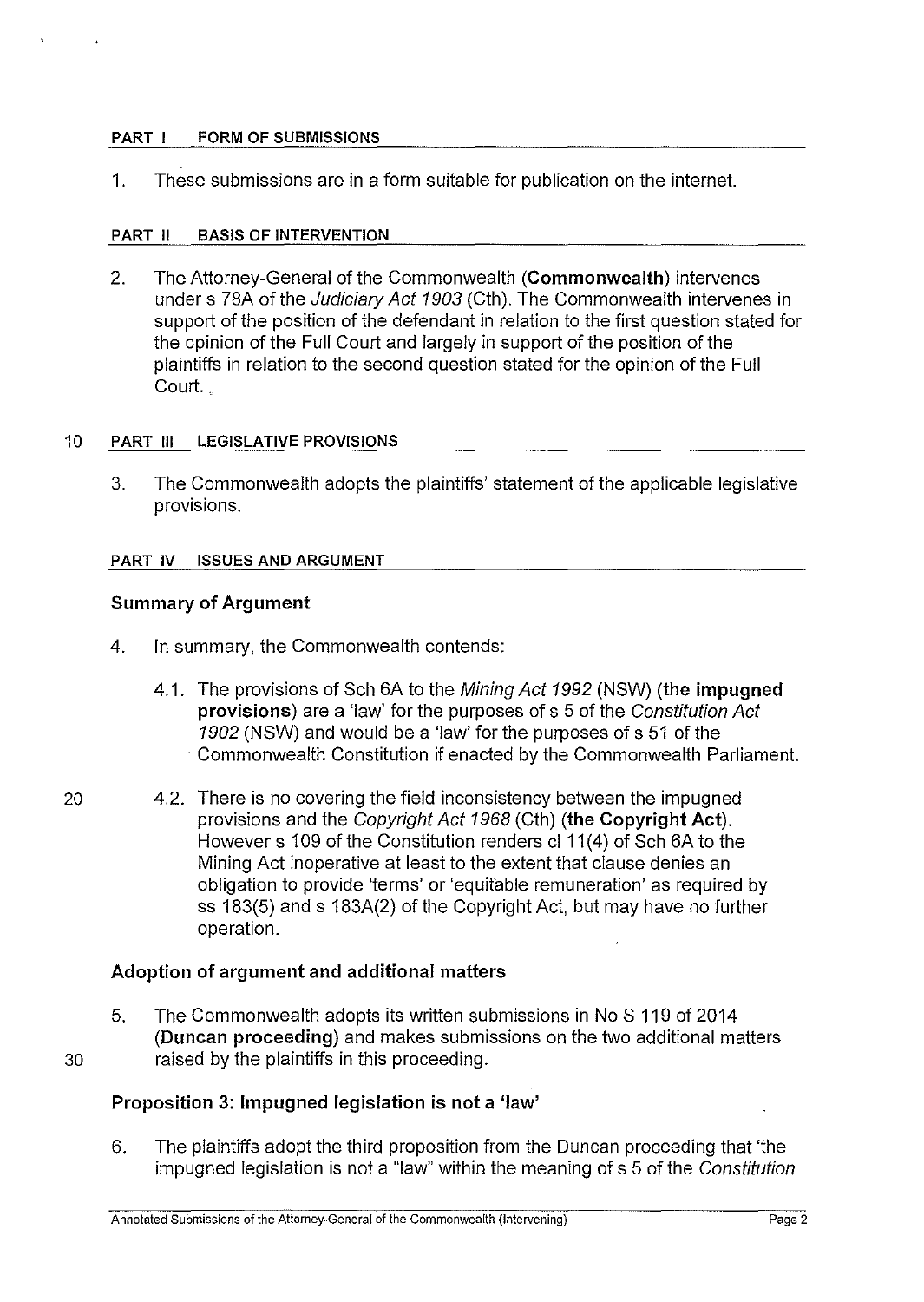## PART I FORM OF SUBMISSIONS

1. These submissions are in a form suitable for publication on the internet.

## PART II BASIS OF INTERVENTION

2. The Attorney-General of the Commonwealth (**Commonwealth**) intervenes under s 78A of the *Judiciary Act 1903* (Cth). The Commonwealth intervenes in support of the position of the defendant in relation to the first question stated for the opinion of the Full Court and largely in support of the position of the plaintiffs in relation to the second question stated for the opinion of the Full Court.

## PART III LEGISLATIVE PROVISIONS

3. The Commonwealth adopts the plaintiffs' statement of the applicable legislative provisions.

## PART IV ISSUES AND ARGUMENT

### Summary of Argument

4. In summary, the Commonwealth contends:

   4.1. The provisions of Sch 6A to the *Mining Act 1992* (NSW) (**the impugned provisions**) are a 'law' for the purposes of s 5 of the *Constitution Act 1902* (NSW) and would be a 'law' for the purposes of s 51 of the Commonwealth Constitution if enacted by the Commonwealth Parliament.

   4.2. There is no covering the field inconsistency between the impugned provisions and the *Copyright Act 1968* (Cth) (**the Copyright Act**). However s 109 of the Constitution renders cl 11(4) of Sch 6A to the Mining Act inoperative at least to the extent that clause denies an obligation to provide 'terms' or 'equitable remuneration' as required by ss 183(5) and s 183A(2) of the Copyright Act, but may have no further operation.

### Adoption of argument and additional matters

5. The Commonwealth adopts its written submissions in No S 119 of 2014 (**Duncan proceeding**) and makes submissions on the two additional matters raised by the plaintiffs in this proceeding.

### Proposition 3: Impugned legislation is not a 'law'

6. The plaintiffs adopt the third proposition from the Duncan proceeding that 'the impugned legislation is not a "law" within the meaning of s 5 of the *Constitution*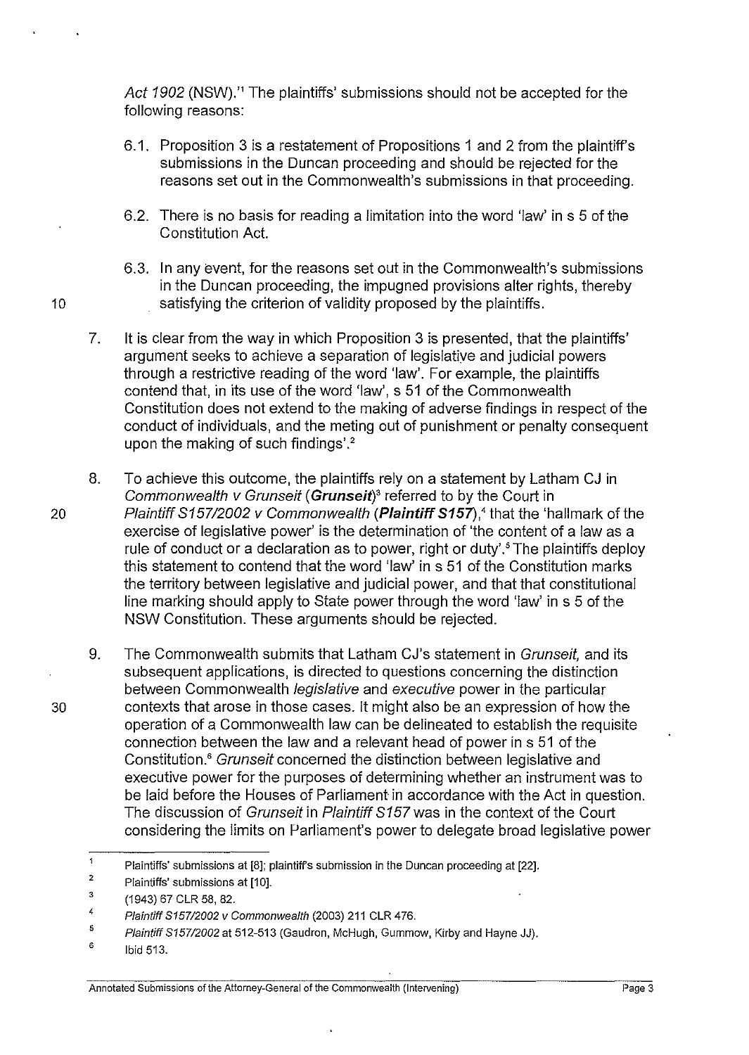*Act 1902* (NSW).'[1] The plaintiffs' submissions should not be accepted for the following reasons:

6.1. Proposition 3 is a restatement of Propositions 1 and 2 from the plaintiff's submissions in the Duncan proceeding and should be rejected for the reasons set out in the Commonwealth's submissions in that proceeding.

6.2. There is no basis for reading a limitation into the word 'law' in s 5 of the Constitution Act.

6.3. In any event, for the reasons set out in the Commonwealth's submissions in the Duncan proceeding, the impugned provisions alter rights, thereby satisfying the criterion of validity proposed by the plaintiffs.

7. It is clear from the way in which Proposition 3 is presented, that the plaintiffs' argument seeks to achieve a separation of legislative and judicial powers through a restrictive reading of the word 'law'. For example, the plaintiffs contend that, in its use of the word 'law', s 51 of the Commonwealth Constitution does not extend to the making of adverse findings in respect of the conduct of individuals, and the meting out of punishment or penalty consequent upon the making of such findings'.[2]

8. To achieve this outcome, the plaintiffs rely on a statement by Latham CJ in *Commonwealth v Grunseit* (***Grunseit***)[3] referred to by the Court in *Plaintiff S157/2002 v Commonwealth* (***Plaintiff S157***),[4] that the 'hallmark of the exercise of legislative power' is the determination of 'the content of a law as a rule of conduct or a declaration as to power, right or duty'.[5] The plaintiffs deploy this statement to contend that the word 'law' in s 51 of the Constitution marks the territory between legislative and judicial power, and that that constitutional line marking should apply to State power through the word 'law' in s 5 of the NSW Constitution. These arguments should be rejected.

9. The Commonwealth submits that Latham CJ's statement in *Grunseit*, and its subsequent applications, is directed to questions concerning the distinction between Commonwealth *legislative* and *executive* power in the particular contexts that arose in those cases. It might also be an expression of how the operation of a Commonwealth law can be delineated to establish the requisite connection between the law and a relevant head of power in s 51 of the Constitution.[6] *Grunseit* concerned the distinction between legislative and executive power for the purposes of determining whether an instrument was to be laid before the Houses of Parliament in accordance with the Act in question. The discussion of *Grunseit* in *Plaintiff S157* was in the context of the Court considering the limits on Parliament's power to delegate broad legislative power

---

1. Plaintiffs' submissions at [8]; plaintiff's submission in the Duncan proceeding at [22].
2. Plaintiffs' submissions at [10].
3. (1943) 67 CLR 58, 82.
4. *Plaintiff S157/2002 v Commonwealth* (2003) 211 CLR 476.
5. *Plaintiff S157/2002* at 512-513 (Gaudron, McHugh, Gummow, Kirby and Hayne JJ).
6. Ibid 513.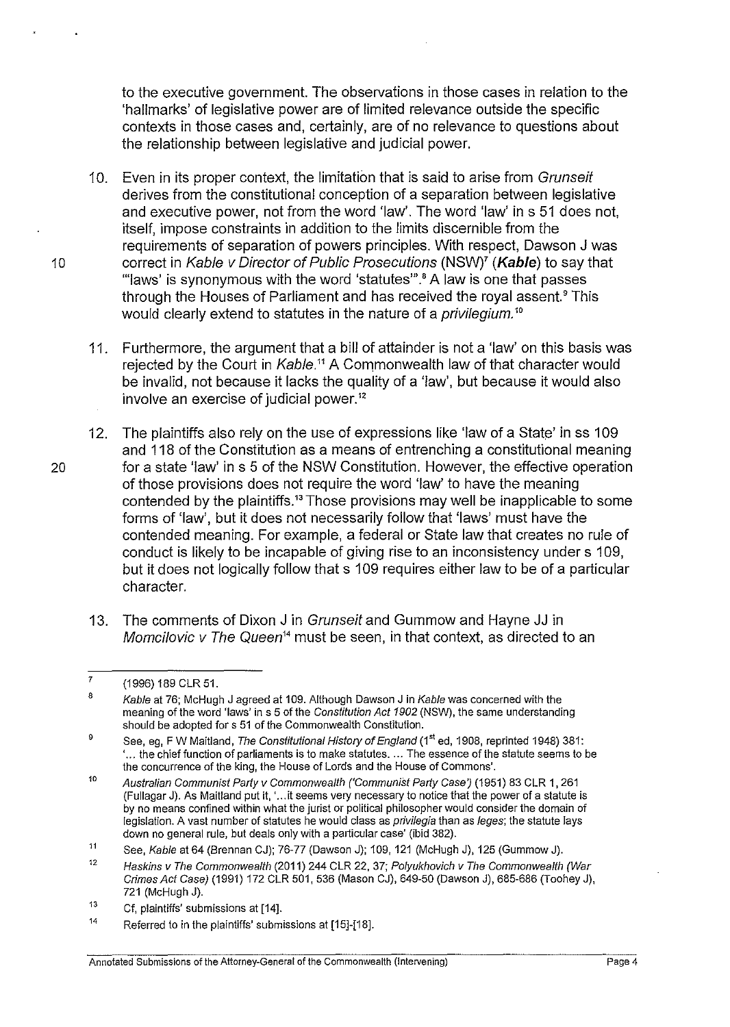to the executive government. The observations in those cases in relation to the 'hallmarks' of legislative power are of limited relevance outside the specific contexts in those cases and, certainly, are of no relevance to questions about the relationship between legislative and judicial power.

10. Even in its proper context, the limitation that is said to arise from *Grunseit* derives from the constitutional conception of a separation between legislative and executive power, not from the word 'law'. The word 'law' in s 51 does not, itself, impose constraints in addition to the limits discernible from the requirements of separation of powers principles. With respect, Dawson J was correct in *Kable v Director of Public Prosecutions* (NSW)[7] (***Kable***) to say that "'laws' is synonymous with the word 'statutes'".[8] A law is one that passes through the Houses of Parliament and has received the royal assent.[9] This would clearly extend to statutes in the nature of a *privilegium.*[10]

11. Furthermore, the argument that a bill of attainder is not a 'law' on this basis was rejected by the Court in *Kable*.[11] A Commonwealth law of that character would be invalid, not because it lacks the quality of a 'law', but because it would also involve an exercise of judicial power.[12]

12. The plaintiffs also rely on the use of expressions like 'law of a State' in ss 109 and 118 of the Constitution as a means of entrenching a constitutional meaning for a state 'law' in s 5 of the NSW Constitution. However, the effective operation of those provisions does not require the word 'law' to have the meaning contended by the plaintiffs.[13] Those provisions may well be inapplicable to some forms of 'law', but it does not necessarily follow that 'laws' must have the contended meaning. For example, a federal or State law that creates no rule of conduct is likely to be incapable of giving rise to an inconsistency under s 109, but it does not logically follow that s 109 requires either law to be of a particular character.

13. The comments of Dixon J in *Grunseit* and Gummow and Hayne JJ in *Momcilovic v The Queen*[14] must be seen, in that context, as directed to an

---

[7] (1996) 189 CLR 51.

[8] *Kable* at 76; McHugh J agreed at 109. Although Dawson J in *Kable* was concerned with the meaning of the word 'laws' in s 5 of the *Constitution Act 1902* (NSW), the same understanding should be adopted for s 51 of the Commonwealth Constitution.

[9] See, eg, F W Maitland, *The Constitutional History of England* (1st ed, 1908, reprinted 1948) 381: '... the chief function of parliaments is to make statutes. ... The essence of the statute seems to be the concurrence of the king, the House of Lords and the House of Commons'.

[10] *Australian Communist Party v Commonwealth ('Communist Party Case')* (1951) 83 CLR 1, 261 (Fullagar J). As Maitland put it, '...it seems very necessary to notice that the power of a statute is by no means confined within what the jurist or political philosopher would consider the domain of legislation. A vast number of statutes he would class as *privilegia* than as *leges*; the statute lays down no general rule, but deals only with a particular case' (ibid 382).

[11] See, *Kable* at 64 (Brennan CJ); 76-77 (Dawson J); 109, 121 (McHugh J), 125 (Gummow J).

[12] *Haskins v The Commonwealth* (2011) 244 CLR 22, 37; *Polyukhovich v The Commonwealth (War Crimes Act Case)* (1991) 172 CLR 501, 536 (Mason CJ), 649-50 (Dawson J), 685-686 (Toohey J), 721 (McHugh J).

[13] Cf, plaintiffs' submissions at [14].

[14] Referred to in the plaintiffs' submissions at [15]-[18].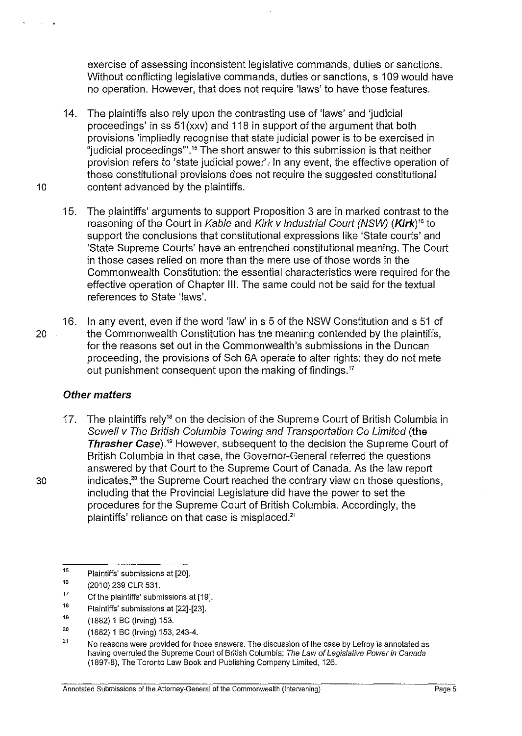exercise of assessing inconsistent legislative commands, duties or sanctions. Without conflicting legislative commands, duties or sanctions, s 109 would have no operation. However, that does not require 'laws' to have those features.

14. The plaintiffs also rely upon the contrasting use of 'laws' and 'judicial proceedings' in ss 51(xxv) and 118 in support of the argument that both provisions 'impliedly recognise that state judicial power is to be exercised in "judicial proceedings"'.[15] The short answer to this submission is that neither provision refers to 'state judicial power'. In any event, the effective operation of those constitutional provisions does not require the suggested constitutional content advanced by the plaintiffs.

15. The plaintiffs' arguments to support Proposition 3 are in marked contrast to the reasoning of the Court in *Kable* and *Kirk v Industrial Court (NSW)* (***Kirk***)[16] to support the conclusions that constitutional expressions like 'State courts' and 'State Supreme Courts' have an entrenched constitutional meaning. The Court in those cases relied on more than the mere use of those words in the Commonwealth Constitution: the essential characteristics were required for the effective operation of Chapter III. The same could not be said for the textual references to State 'laws'.

16. In any event, even if the word 'law' in s 5 of the NSW Constitution and s 51 of the Commonwealth Constitution has the meaning contended by the plaintiffs, for the reasons set out in the Commonwealth's submissions in the Duncan proceeding, the provisions of Sch 6A operate to alter rights: they do not mete out punishment consequent upon the making of findings.[17]

### *Other matters*

17. The plaintiffs rely[18] on the decision of the Supreme Court of British Columbia in *Sewell v The British Columbia Towing and Transportation Co Limited* (**the *Thrasher Case***).[19] However, subsequent to the decision the Supreme Court of British Columbia in that case, the Governor-General referred the questions answered by that Court to the Supreme Court of Canada. As the law report indicates,[20] the Supreme Court reached the contrary view on those questions, including that the Provincial Legislature did have the power to set the procedures for the Supreme Court of British Columbia. Accordingly, the plaintiffs' reliance on that case is misplaced.[21]

---

[15] Plaintiffs' submissions at [20].

[16] (2010) 239 CLR 531.

[17] Cf the plaintiffs' submissions at [19].

[18] Plaintiffs' submissions at [22]-[23].

[19] (1882) 1 BC (Irving) 153.

[20] (1882) 1 BC (Irving) 153, 243-4.

[21] No reasons were provided for those answers. The discussion of the case by Lefroy is annotated as having overruled the Supreme Court of British Columbia: *The Law of Legislative Power in Canada* (1897-8), The Toronto Law Book and Publishing Company Limited, 126.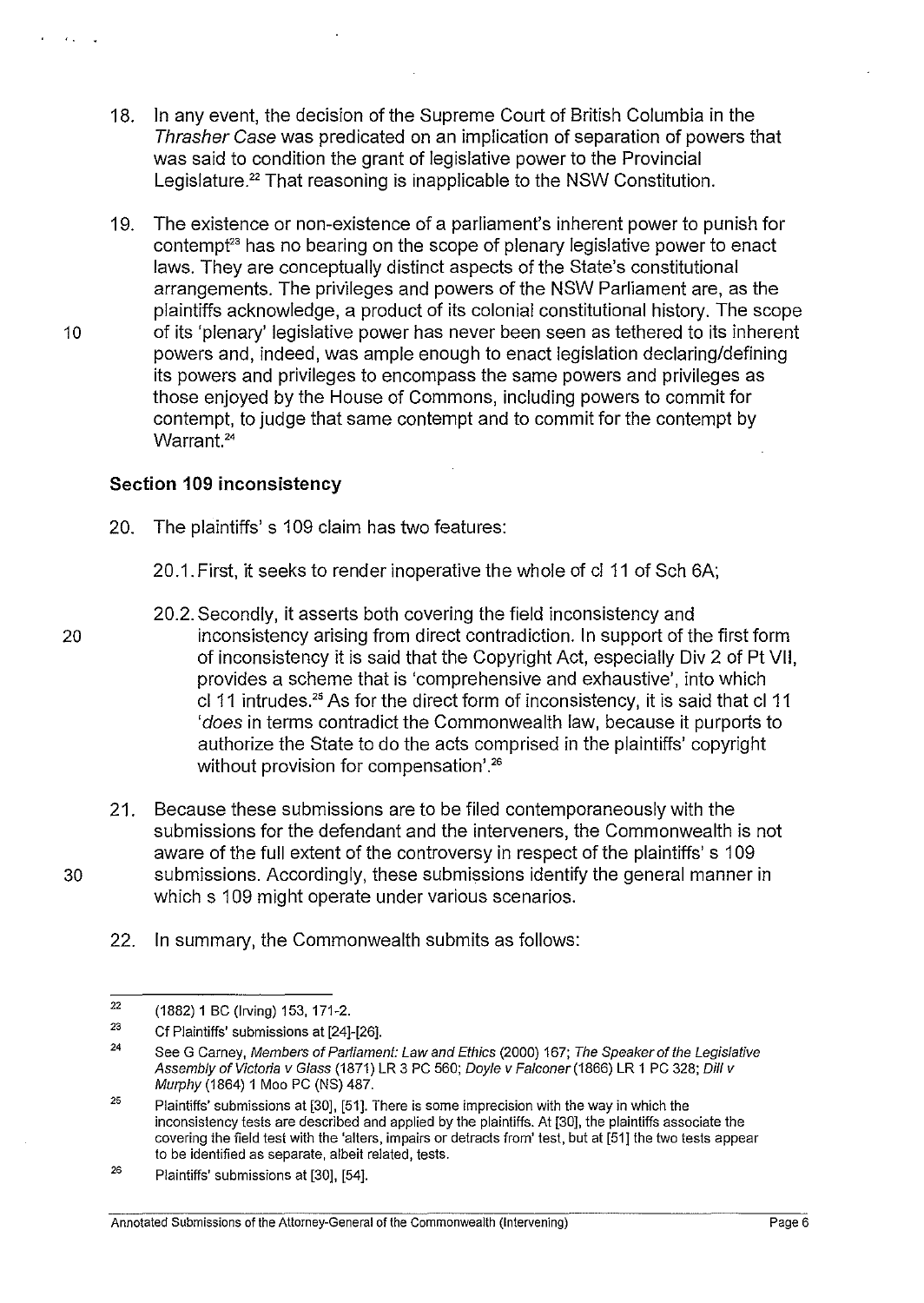18. In any event, the decision of the Supreme Court of British Columbia in the *Thrasher Case* was predicated on an implication of separation of powers that was said to condition the grant of legislative power to the Provincial Legislature.[22] That reasoning is inapplicable to the NSW Constitution.

19. The existence or non-existence of a parliament's inherent power to punish for contempt[23] has no bearing on the scope of plenary legislative power to enact laws. They are conceptually distinct aspects of the State's constitutional arrangements. The privileges and powers of the NSW Parliament are, as the plaintiffs acknowledge, a product of its colonial constitutional history. The scope of its 'plenary' legislative power has never been seen as tethered to its inherent powers and, indeed, was ample enough to enact legislation declaring/defining its powers and privileges to encompass the same powers and privileges as those enjoyed by the House of Commons, including powers to commit for contempt, to judge that same contempt and to commit for the contempt by Warrant.[24]

### Section 109 inconsistency

20. The plaintiffs' s 109 claim has two features:

    20.1. First, it seeks to render inoperative the whole of cl 11 of Sch 6A;

    20.2. Secondly, it asserts both covering the field inconsistency and inconsistency arising from direct contradiction. In support of the first form of inconsistency it is said that the Copyright Act, especially Div 2 of Pt VII, provides a scheme that is 'comprehensive and exhaustive', into which cl 11 intrudes.[25] As for the direct form of inconsistency, it is said that cl 11 '*does* in terms contradict the Commonwealth law, because it purports to authorize the State to do the acts comprised in the plaintiffs' copyright without provision for compensation'.[26]

21. Because these submissions are to be filed contemporaneously with the submissions for the defendant and the interveners, the Commonwealth is not aware of the full extent of the controversy in respect of the plaintiffs' s 109 submissions. Accordingly, these submissions identify the general manner in which s 109 might operate under various scenarios.

22. In summary, the Commonwealth submits as follows:

---

[22] (1882) 1 BC (Irving) 153, 171-2.

[23] Cf Plaintiffs' submissions at [24]-[26].

[24] See G Carney, *Members of Parliament: Law and Ethics* (2000) 167; *The Speaker of the Legislative Assembly of Victoria v Glass* (1871) LR 3 PC 560; *Doyle v Falconer* (1866) LR 1 PC 328; *Dill v Murphy* (1864) 1 Moo PC (NS) 487.

[25] Plaintiffs' submissions at [30], [51]. There is some imprecision with the way in which the inconsistency tests are described and applied by the plaintiffs. At [30], the plaintiffs associate the covering the field test with the 'alters, impairs or detracts from' test, but at [51] the two tests appear to be identified as separate, albeit related, tests.

[26] Plaintiffs' submissions at [30], [54].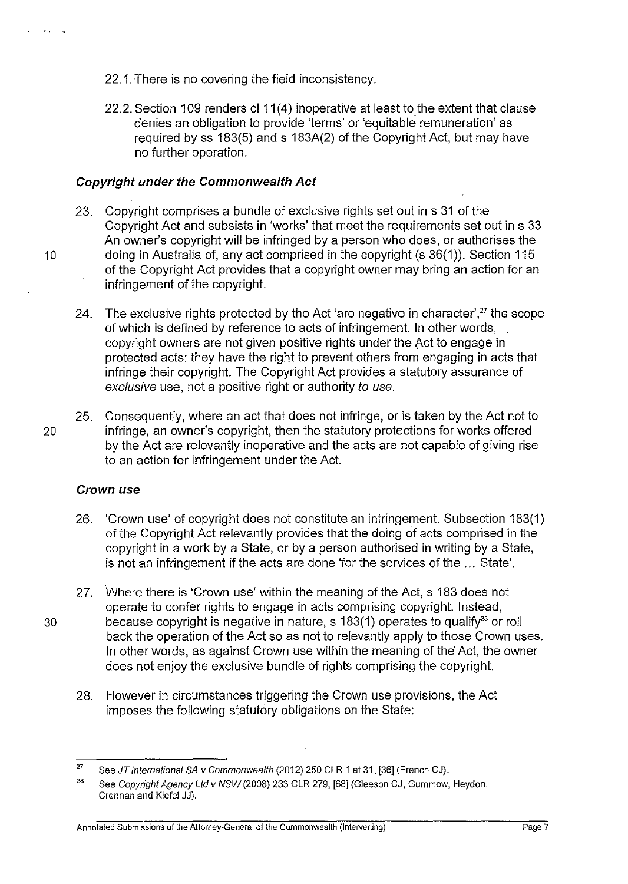22.1. There is no covering the field inconsistency.

22.2. Section 109 renders cl 11(4) inoperative at least to the extent that clause denies an obligation to provide 'terms' or 'equitable remuneration' as required by ss 183(5) and s 183A(2) of the Copyright Act, but may have no further operation.

### *Copyright under the Commonwealth Act*

23. Copyright comprises a bundle of exclusive rights set out in s 31 of the Copyright Act and subsists in 'works' that meet the requirements set out in s 33. An owner's copyright will be infringed by a person who does, or authorises the doing in Australia of, any act comprised in the copyright (s 36(1)). Section 115 of the Copyright Act provides that a copyright owner may bring an action for an infringement of the copyright.

24. The exclusive rights protected by the Act 'are negative in character',[27] the scope of which is defined by reference to acts of infringement. In other words, copyright owners are not given positive rights under the Act to engage in protected acts: they have the right to prevent others from engaging in acts that infringe their copyright. The Copyright Act provides a statutory assurance of *exclusive* use, not a positive right or authority *to use*.

25. Consequently, where an act that does not infringe, or is taken by the Act not to infringe, an owner's copyright, then the statutory protections for works offered by the Act are relevantly inoperative and the acts are not capable of giving rise to an action for infringement under the Act.

### *Crown use*

26. 'Crown use' of copyright does not constitute an infringement. Subsection 183(1) of the Copyright Act relevantly provides that the doing of acts comprised in the copyright in a work by a State, or by a person authorised in writing by a State, is not an infringement if the acts are done 'for the services of the ... State'.

27. Where there is 'Crown use' within the meaning of the Act, s 183 does not operate to confer rights to engage in acts comprising copyright. Instead, because copyright is negative in nature, s 183(1) operates to qualify[28] or roll back the operation of the Act so as not to relevantly apply to those Crown uses. In other words, as against Crown use within the meaning of the Act, the owner does not enjoy the exclusive bundle of rights comprising the copyright.

28. However in circumstances triggering the Crown use provisions, the Act imposes the following statutory obligations on the State:

---

[27] See *JT International SA v Commonwealth* (2012) 250 CLR 1 at 31, [36] (French CJ).

[28] See *Copyright Agency Ltd v NSW* (2008) 233 CLR 279, [68] (Gleeson CJ, Gummow, Heydon, Crennan and Kiefel JJ).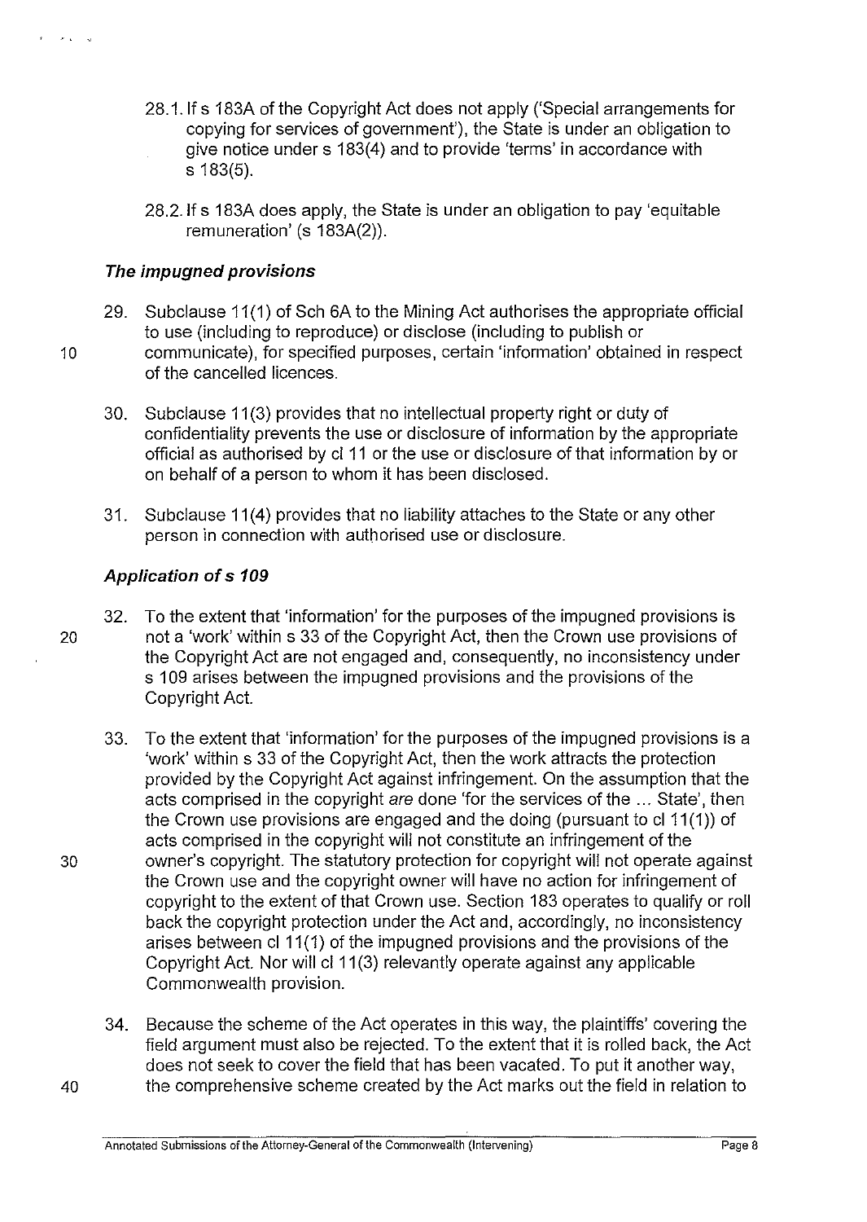28.1. If s 183A of the Copyright Act does not apply ('Special arrangements for copying for services of government'), the State is under an obligation to give notice under s 183(4) and to provide 'terms' in accordance with s 183(5).

28.2. If s 183A does apply, the State is under an obligation to pay 'equitable remuneration' (s 183A(2)).

### *The impugned provisions*

29. Subclause 11(1) of Sch 6A to the Mining Act authorises the appropriate official to use (including to reproduce) or disclose (including to publish or communicate), for specified purposes, certain 'information' obtained in respect of the cancelled licences.

30. Subclause 11(3) provides that no intellectual property right or duty of confidentiality prevents the use or disclosure of information by the appropriate official as authorised by cl 11 or the use or disclosure of that information by or on behalf of a person to whom it has been disclosed.

31. Subclause 11(4) provides that no liability attaches to the State or any other person in connection with authorised use or disclosure.

### *Application of s 109*

32. To the extent that 'information' for the purposes of the impugned provisions is not a 'work' within s 33 of the Copyright Act, then the Crown use provisions of the Copyright Act are not engaged and, consequently, no inconsistency under s 109 arises between the impugned provisions and the provisions of the Copyright Act.

33. To the extent that 'information' for the purposes of the impugned provisions is a 'work' within s 33 of the Copyright Act, then the work attracts the protection provided by the Copyright Act against infringement. On the assumption that the acts comprised in the copyright *are* done 'for the services of the ... State', then the Crown use provisions are engaged and the doing (pursuant to cl 11(1)) of acts comprised in the copyright will not constitute an infringement of the owner's copyright. The statutory protection for copyright will not operate against the Crown use and the copyright owner will have no action for infringement of copyright to the extent of that Crown use. Section 183 operates to qualify or roll back the copyright protection under the Act and, accordingly, no inconsistency arises between cl 11(1) of the impugned provisions and the provisions of the Copyright Act. Nor will cl 11(3) relevantly operate against any applicable Commonwealth provision.

34. Because the scheme of the Act operates in this way, the plaintiffs' covering the field argument must also be rejected. To the extent that it is rolled back, the Act does not seek to cover the field that has been vacated. To put it another way, the comprehensive scheme created by the Act marks out the field in relation to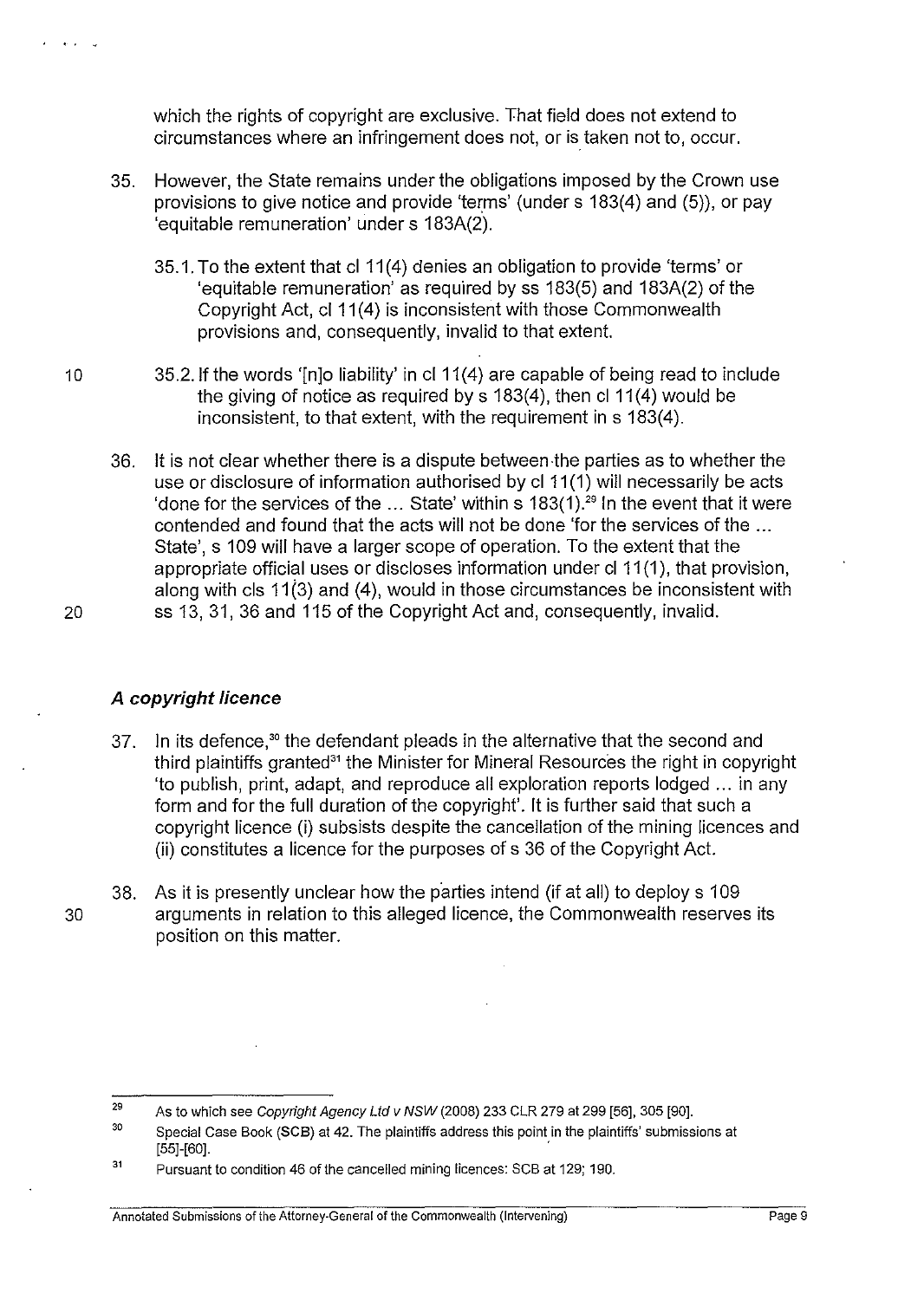which the rights of copyright are exclusive. That field does not extend to circumstances where an infringement does not, or is taken not to, occur.

35. However, the State remains under the obligations imposed by the Crown use provisions to give notice and provide 'terms' (under s 183(4) and (5)), or pay 'equitable remuneration' under s 183A(2).

    35.1. To the extent that cl 11(4) denies an obligation to provide 'terms' or 'equitable remuneration' as required by ss 183(5) and 183A(2) of the Copyright Act, cl 11(4) is inconsistent with those Commonwealth provisions and, consequently, invalid to that extent.

    35.2. If the words '[n]o liability' in cl 11(4) are capable of being read to include the giving of notice as required by s 183(4), then cl 11(4) would be inconsistent, to that extent, with the requirement in s 183(4).

36. It is not clear whether there is a dispute between the parties as to whether the use or disclosure of information authorised by cl 11(1) will necessarily be acts 'done for the services of the ... State' within s 183(1).[29] In the event that it were contended and found that the acts will not be done 'for the services of the ... State', s 109 will have a larger scope of operation. To the extent that the appropriate official uses or discloses information under cl 11(1), that provision, along with cls 11(3) and (4), would in those circumstances be inconsistent with ss 13, 31, 36 and 115 of the Copyright Act and, consequently, invalid.

### *A copyright licence*

37. In its defence,[30] the defendant pleads in the alternative that the second and third plaintiffs granted[31] the Minister for Mineral Resources the right in copyright 'to publish, print, adapt, and reproduce all exploration reports lodged ... in any form and for the full duration of the copyright'. It is further said that such a copyright licence (i) subsists despite the cancellation of the mining licences and (ii) constitutes a licence for the purposes of s 36 of the Copyright Act.

38. As it is presently unclear how the parties intend (if at all) to deploy s 109 arguments in relation to this alleged licence, the Commonwealth reserves its position on this matter.

---

[29] As to which see *Copyright Agency Ltd v NSW* (2008) 233 CLR 279 at 299 [56], 305 [90].

[30] Special Case Book (SCB) at 42. The plaintiffs address this point in the plaintiffs' submissions at [55]-[60].

[31] Pursuant to condition 46 of the cancelled mining licences: SCB at 129; 190.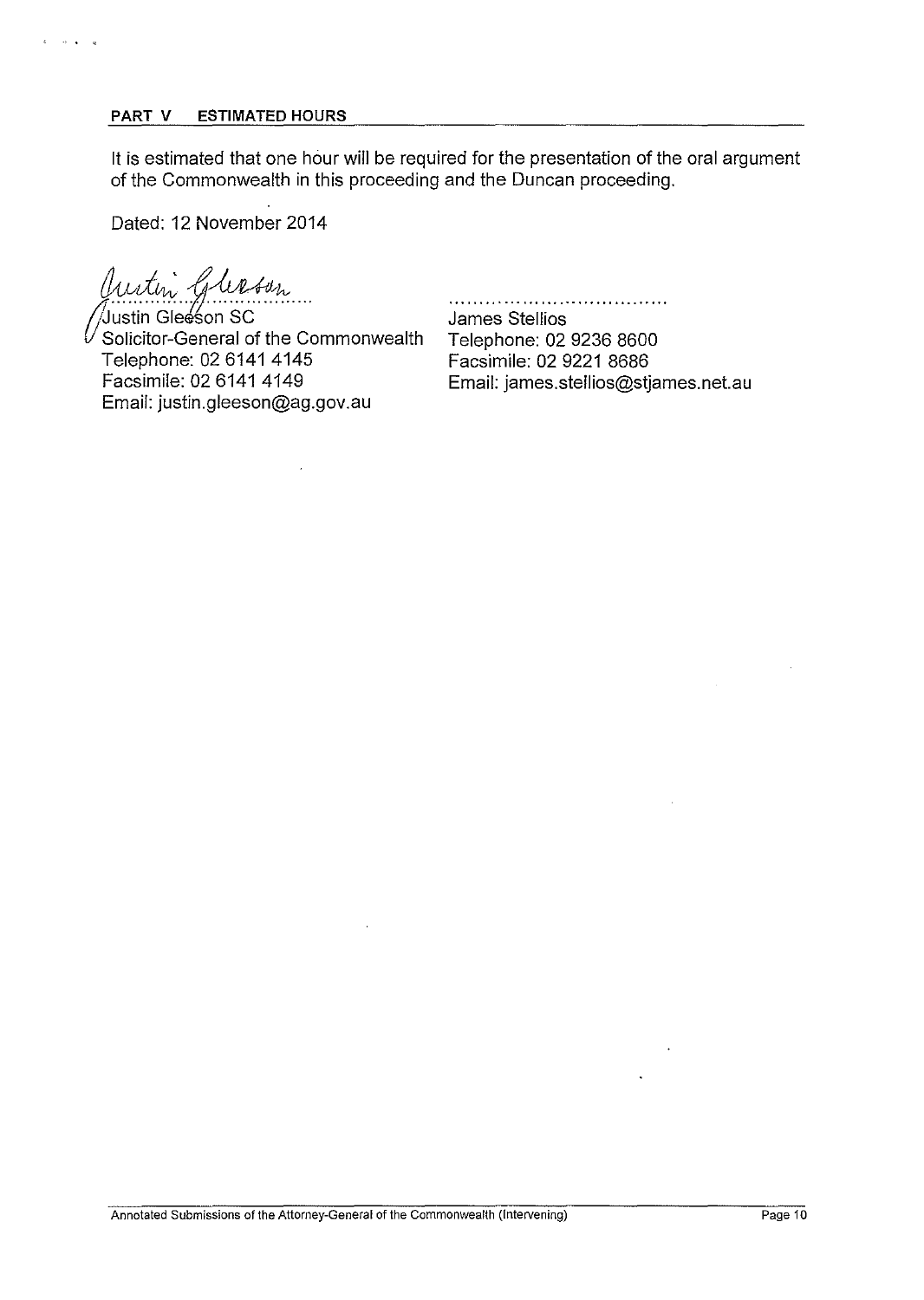**PART V ESTIMATED HOURS**

It is estimated that one hour will be required for the presentation of the oral argument of the Commonwealth in this proceeding and the Duncan proceeding.

Dated: 12 November 2014

| | |
|---|---|
| ................................... | ................................... |
| Justin Gleeson SC | James Stellios |
| Solicitor-General of the Commonwealth | Telephone: 02 9236 8600 |
| Telephone: 02 6141 4145 | Facsimile: 02 9221 8686 |
| Facsimile: 02 6141 4149 | Email: james.stellios@stjames.net.au |
| Email: justin.gleeson@ag.gov.au | |